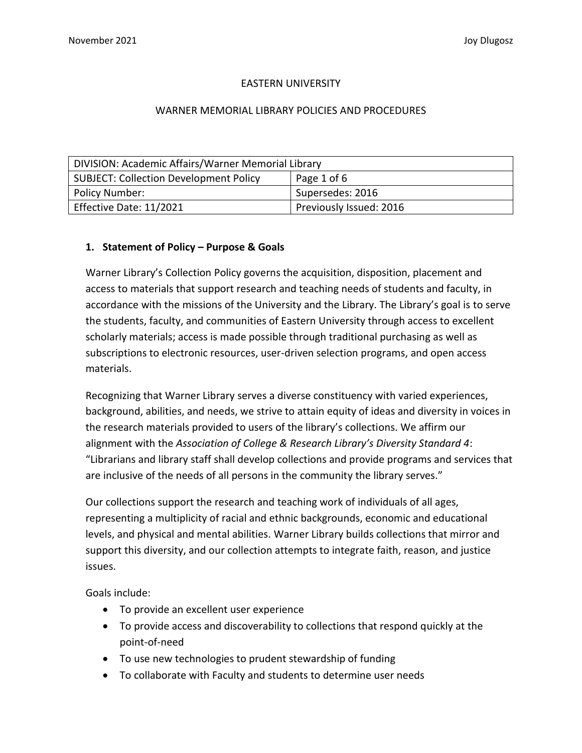EASTERN UNIVERSITY

WARNER MEMORIAL LIBRARY POLICIES AND PROCEDURES

| DIVISION: Academic Affairs/Warner Memorial Library | |
|---|---|
| SUBJECT: Collection Development Policy | Page 1 of 6 |
| Policy Number: | Supersedes: 2016 |
| Effective Date: 11/2021 | Previously Issued: 2016 |

## 1. Statement of Policy – Purpose & Goals

Warner Library's Collection Policy governs the acquisition, disposition, placement and access to materials that support research and teaching needs of students and faculty, in accordance with the missions of the University and the Library. The Library's goal is to serve the students, faculty, and communities of Eastern University through access to excellent scholarly materials; access is made possible through traditional purchasing as well as subscriptions to electronic resources, user-driven selection programs, and open access materials.

Recognizing that Warner Library serves a diverse constituency with varied experiences, background, abilities, and needs, we strive to attain equity of ideas and diversity in voices in the research materials provided to users of the library's collections. We affirm our alignment with the *Association of College & Research Library's Diversity Standard 4*: "Librarians and library staff shall develop collections and provide programs and services that are inclusive of the needs of all persons in the community the library serves."

Our collections support the research and teaching work of individuals of all ages, representing a multiplicity of racial and ethnic backgrounds, economic and educational levels, and physical and mental abilities. Warner Library builds collections that mirror and support this diversity, and our collection attempts to integrate faith, reason, and justice issues.

Goals include:

- To provide an excellent user experience
- To provide access and discoverability to collections that respond quickly at the point-of-need
- To use new technologies to prudent stewardship of funding
- To collaborate with Faculty and students to determine user needs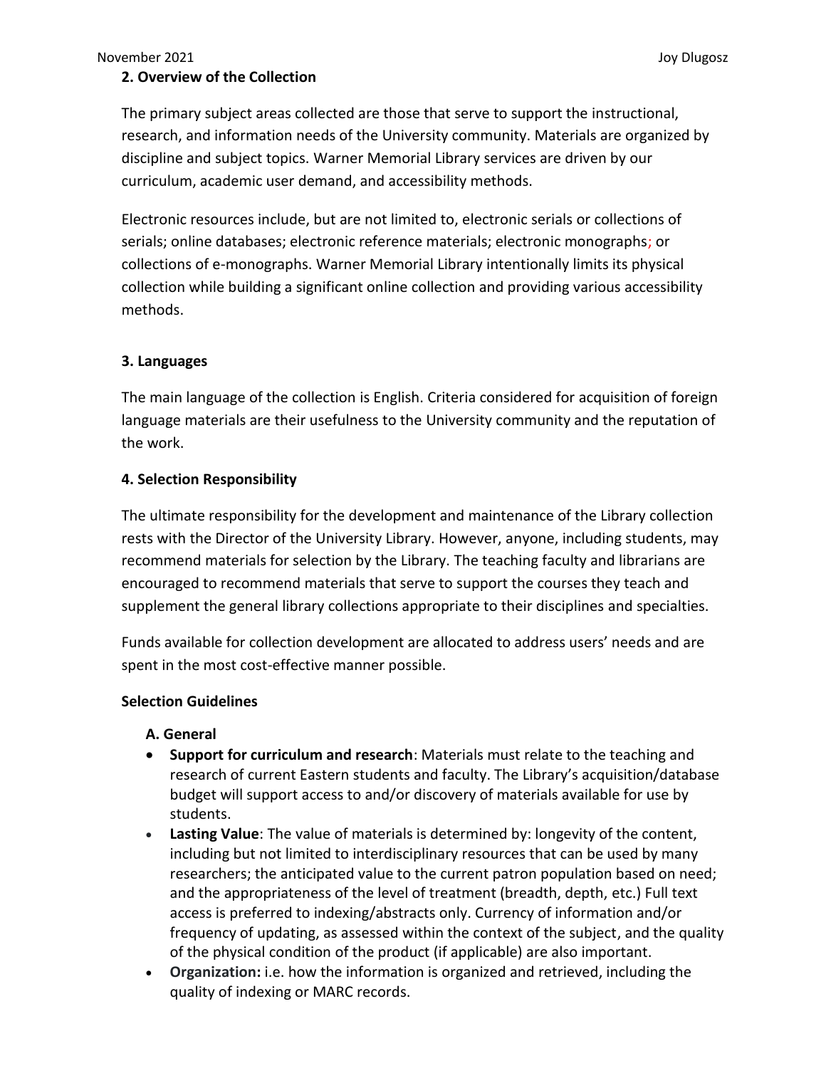## 2. Overview of the Collection

The primary subject areas collected are those that serve to support the instructional, research, and information needs of the University community. Materials are organized by discipline and subject topics. Warner Memorial Library services are driven by our curriculum, academic user demand, and accessibility methods.

Electronic resources include, but are not limited to, electronic serials or collections of serials; online databases; electronic reference materials; electronic monographs; or collections of e-monographs. Warner Memorial Library intentionally limits its physical collection while building a significant online collection and providing various accessibility methods.

## 3. Languages

The main language of the collection is English. Criteria considered for acquisition of foreign language materials are their usefulness to the University community and the reputation of the work.

## 4. Selection Responsibility

The ultimate responsibility for the development and maintenance of the Library collection rests with the Director of the University Library. However, anyone, including students, may recommend materials for selection by the Library. The teaching faculty and librarians are encouraged to recommend materials that serve to support the courses they teach and supplement the general library collections appropriate to their disciplines and specialties.

Funds available for collection development are allocated to address users' needs and are spent in the most cost-effective manner possible.

### Selection Guidelines

#### A. General

- **Support for curriculum and research**: Materials must relate to the teaching and research of current Eastern students and faculty. The Library's acquisition/database budget will support access to and/or discovery of materials available for use by students.
- **Lasting Value**: The value of materials is determined by: longevity of the content, including but not limited to interdisciplinary resources that can be used by many researchers; the anticipated value to the current patron population based on need; and the appropriateness of the level of treatment (breadth, depth, etc.) Full text access is preferred to indexing/abstracts only. Currency of information and/or frequency of updating, as assessed within the context of the subject, and the quality of the physical condition of the product (if applicable) are also important.
- **Organization:** i.e. how the information is organized and retrieved, including the quality of indexing or MARC records.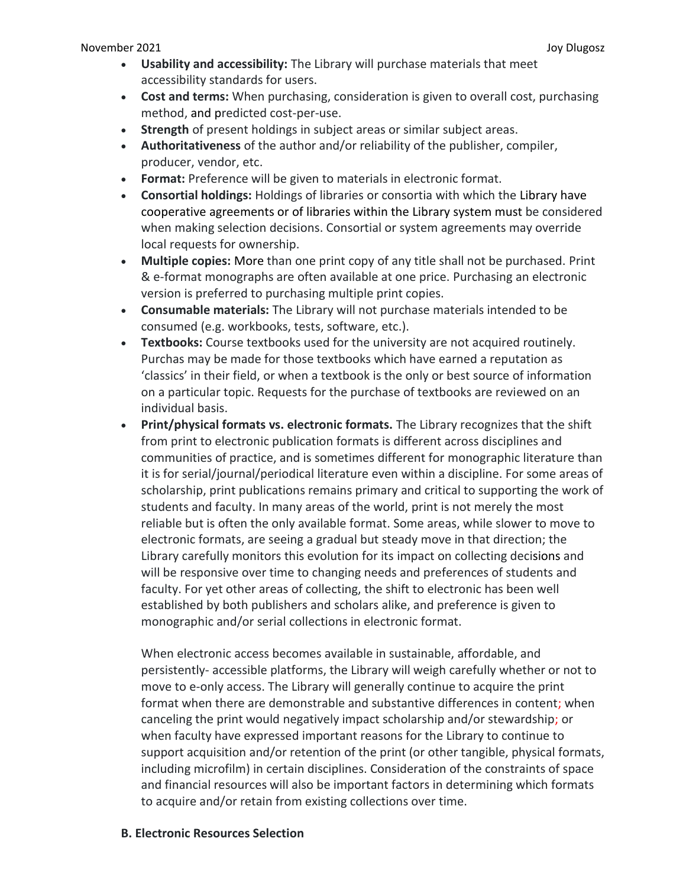- **Usability and accessibility:** The Library will purchase materials that meet accessibility standards for users.
- **Cost and terms:** When purchasing, consideration is given to overall cost, purchasing method, and predicted cost-per-use.
- **Strength** of present holdings in subject areas or similar subject areas.
- **Authoritativeness** of the author and/or reliability of the publisher, compiler, producer, vendor, etc.
- **Format:** Preference will be given to materials in electronic format.
- **Consortial holdings:** Holdings of libraries or consortia with which the Library have cooperative agreements or of libraries within the Library system must be considered when making selection decisions. Consortial or system agreements may override local requests for ownership.
- **Multiple copies:** More than one print copy of any title shall not be purchased. Print & e-format monographs are often available at one price. Purchasing an electronic version is preferred to purchasing multiple print copies.
- **Consumable materials:** The Library will not purchase materials intended to be consumed (e.g. workbooks, tests, software, etc.).
- **Textbooks:** Course textbooks used for the university are not acquired routinely. Purchas may be made for those textbooks which have earned a reputation as 'classics' in their field, or when a textbook is the only or best source of information on a particular topic. Requests for the purchase of textbooks are reviewed on an individual basis.
- **Print/physical formats vs. electronic formats.** The Library recognizes that the shift from print to electronic publication formats is different across disciplines and communities of practice, and is sometimes different for monographic literature than it is for serial/journal/periodical literature even within a discipline. For some areas of scholarship, print publications remains primary and critical to supporting the work of students and faculty. In many areas of the world, print is not merely the most reliable but is often the only available format. Some areas, while slower to move to electronic formats, are seeing a gradual but steady move in that direction; the Library carefully monitors this evolution for its impact on collecting decisions and will be responsive over time to changing needs and preferences of students and faculty. For yet other areas of collecting, the shift to electronic has been well established by both publishers and scholars alike, and preference is given to monographic and/or serial collections in electronic format.

  When electronic access becomes available in sustainable, affordable, and persistently- accessible platforms, the Library will weigh carefully whether or not to move to e-only access. The Library will generally continue to acquire the print format when there are demonstrable and substantive differences in content; when canceling the print would negatively impact scholarship and/or stewardship; or when faculty have expressed important reasons for the Library to continue to support acquisition and/or retention of the print (or other tangible, physical formats, including microfilm) in certain disciplines. Consideration of the constraints of space and financial resources will also be important factors in determining which formats to acquire and/or retain from existing collections over time.

### B. Electronic Resources Selection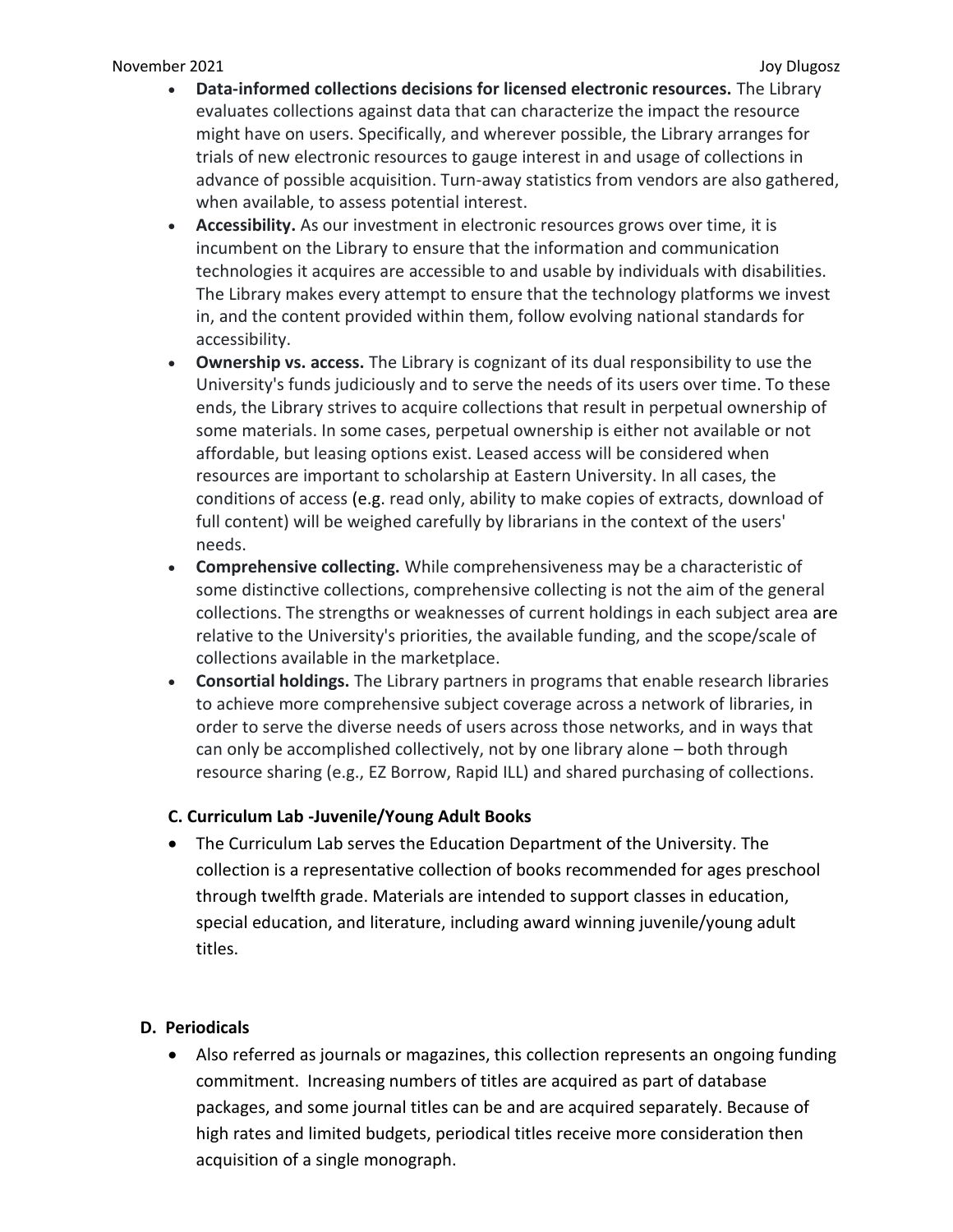- **Data-informed collections decisions for licensed electronic resources.** The Library evaluates collections against data that can characterize the impact the resource might have on users. Specifically, and wherever possible, the Library arranges for trials of new electronic resources to gauge interest in and usage of collections in advance of possible acquisition. Turn-away statistics from vendors are also gathered, when available, to assess potential interest.
- **Accessibility.** As our investment in electronic resources grows over time, it is incumbent on the Library to ensure that the information and communication technologies it acquires are accessible to and usable by individuals with disabilities. The Library makes every attempt to ensure that the technology platforms we invest in, and the content provided within them, follow evolving national standards for accessibility.
- **Ownership vs. access.** The Library is cognizant of its dual responsibility to use the University's funds judiciously and to serve the needs of its users over time. To these ends, the Library strives to acquire collections that result in perpetual ownership of some materials. In some cases, perpetual ownership is either not available or not affordable, but leasing options exist. Leased access will be considered when resources are important to scholarship at Eastern University. In all cases, the conditions of access (e.g. read only, ability to make copies of extracts, download of full content) will be weighed carefully by librarians in the context of the users' needs.
- **Comprehensive collecting.** While comprehensiveness may be a characteristic of some distinctive collections, comprehensive collecting is not the aim of the general collections. The strengths or weaknesses of current holdings in each subject area are relative to the University's priorities, the available funding, and the scope/scale of collections available in the marketplace.
- **Consortial holdings.** The Library partners in programs that enable research libraries to achieve more comprehensive subject coverage across a network of libraries, in order to serve the diverse needs of users across those networks, and in ways that can only be accomplished collectively, not by one library alone – both through resource sharing (e.g., EZ Borrow, Rapid ILL) and shared purchasing of collections.

### C. Curriculum Lab -Juvenile/Young Adult Books

- The Curriculum Lab serves the Education Department of the University. The collection is a representative collection of books recommended for ages preschool through twelfth grade. Materials are intended to support classes in education, special education, and literature, including award winning juvenile/young adult titles.

### D. Periodicals

- Also referred as journals or magazines, this collection represents an ongoing funding commitment. Increasing numbers of titles are acquired as part of database packages, and some journal titles can be and are acquired separately. Because of high rates and limited budgets, periodical titles receive more consideration then acquisition of a single monograph.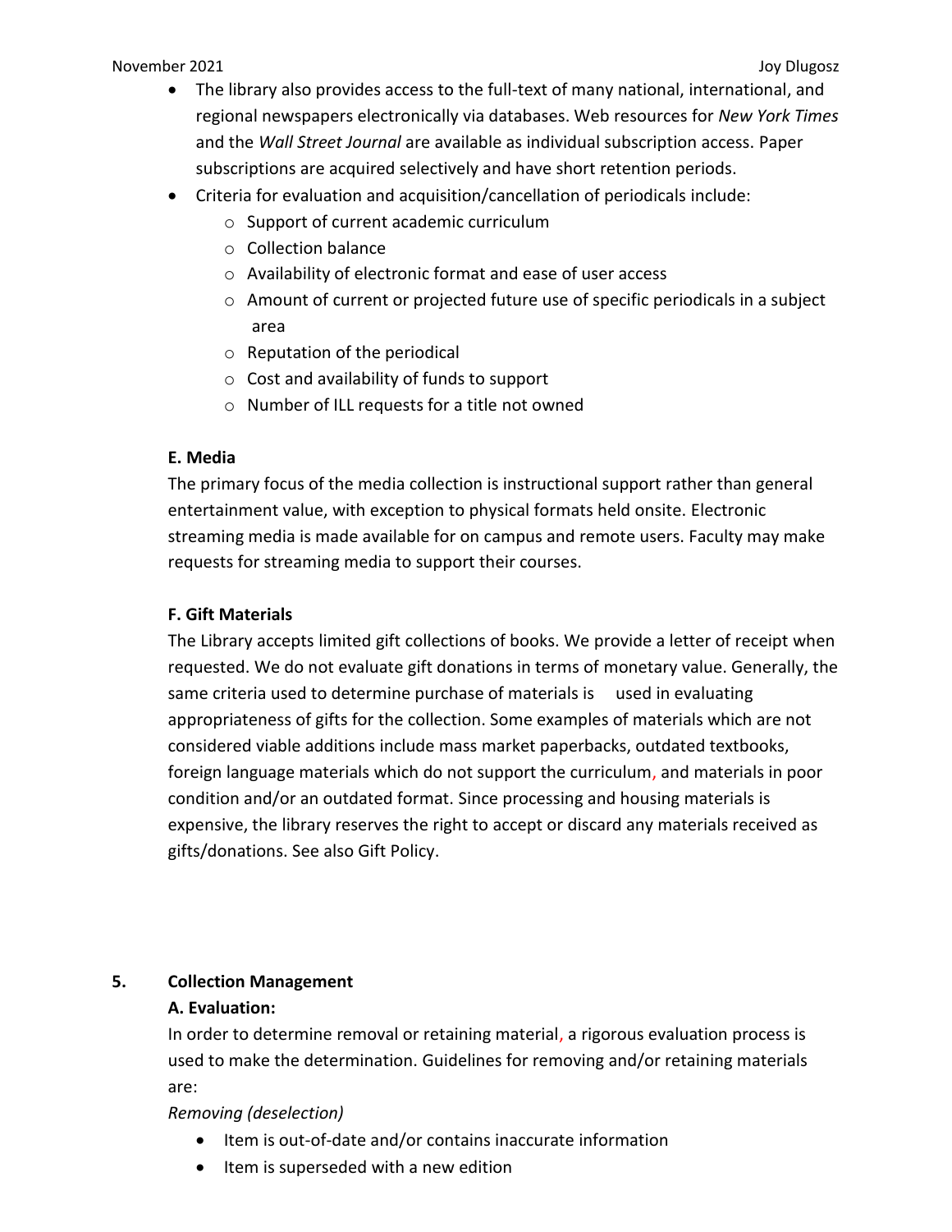- The library also provides access to the full-text of many national, international, and regional newspapers electronically via databases. Web resources for *New York Times* and the *Wall Street Journal* are available as individual subscription access. Paper subscriptions are acquired selectively and have short retention periods.
- Criteria for evaluation and acquisition/cancellation of periodicals include:
  - Support of current academic curriculum
  - Collection balance
  - Availability of electronic format and ease of user access
  - Amount of current or projected future use of specific periodicals in a subject area
  - Reputation of the periodical
  - Cost and availability of funds to support
  - Number of ILL requests for a title not owned

**E. Media**

The primary focus of the media collection is instructional support rather than general entertainment value, with exception to physical formats held onsite. Electronic streaming media is made available for on campus and remote users. Faculty may make requests for streaming media to support their courses.

**F. Gift Materials**

The Library accepts limited gift collections of books. We provide a letter of receipt when requested. We do not evaluate gift donations in terms of monetary value. Generally, the same criteria used to determine purchase of materials is used in evaluating appropriateness of gifts for the collection. Some examples of materials which are not considered viable additions include mass market paperbacks, outdated textbooks, foreign language materials which do not support the curriculum, and materials in poor condition and/or an outdated format. Since processing and housing materials is expensive, the library reserves the right to accept or discard any materials received as gifts/donations. See also Gift Policy.

## 5. Collection Management

**A. Evaluation:**

In order to determine removal or retaining material, a rigorous evaluation process is used to make the determination. Guidelines for removing and/or retaining materials are:

*Removing (deselection)*

- Item is out-of-date and/or contains inaccurate information
- Item is superseded with a new edition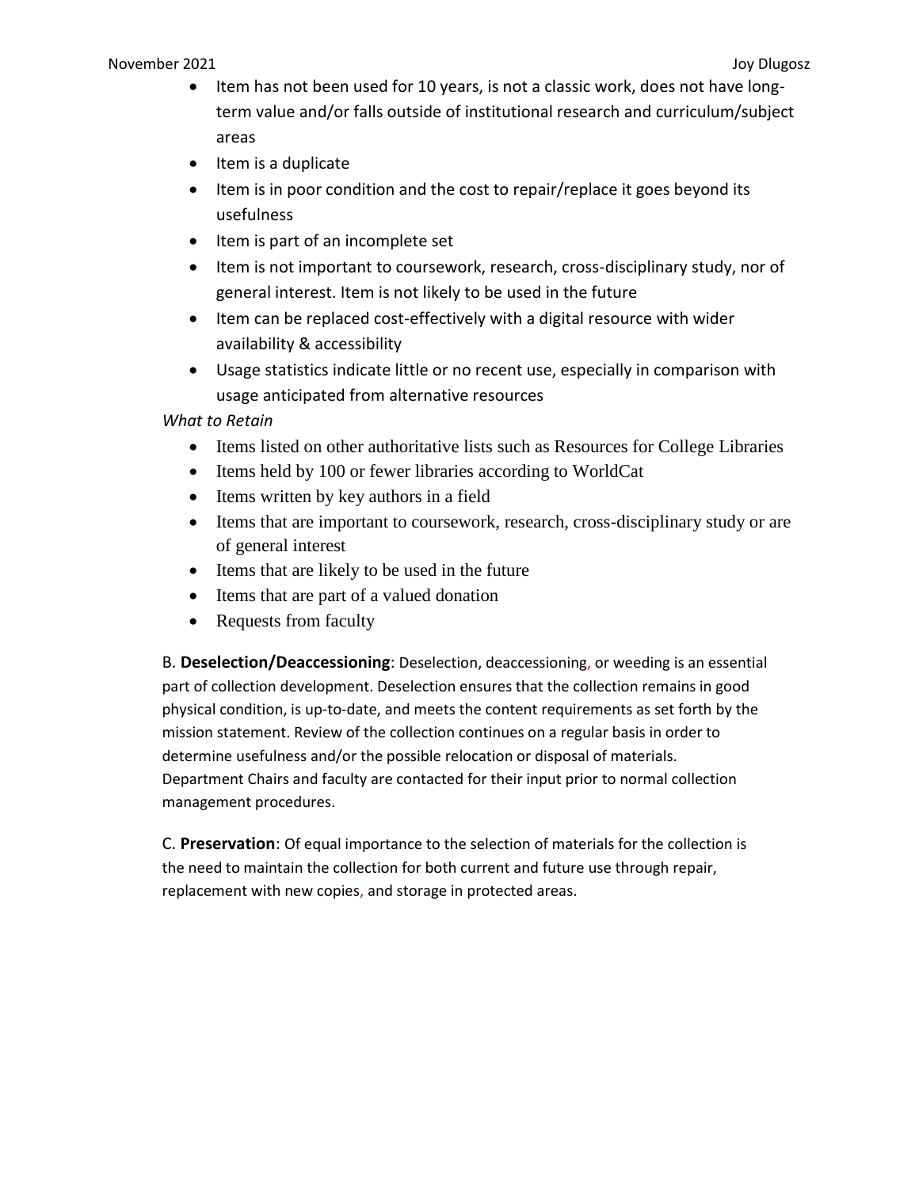- Item has not been used for 10 years, is not a classic work, does not have long-term value and/or falls outside of institutional research and curriculum/subject areas
- Item is a duplicate
- Item is in poor condition and the cost to repair/replace it goes beyond its usefulness
- Item is part of an incomplete set
- Item is not important to coursework, research, cross-disciplinary study, nor of general interest. Item is not likely to be used in the future
- Item can be replaced cost-effectively with a digital resource with wider availability & accessibility
- Usage statistics indicate little or no recent use, especially in comparison with usage anticipated from alternative resources

*What to Retain*

- Items listed on other authoritative lists such as Resources for College Libraries
- Items held by 100 or fewer libraries according to WorldCat
- Items written by key authors in a field
- Items that are important to coursework, research, cross-disciplinary study or are of general interest
- Items that are likely to be used in the future
- Items that are part of a valued donation
- Requests from faculty

B. **Deselection/Deaccessioning**: Deselection, deaccessioning, or weeding is an essential part of collection development. Deselection ensures that the collection remains in good physical condition, is up-to-date, and meets the content requirements as set forth by the mission statement. Review of the collection continues on a regular basis in order to determine usefulness and/or the possible relocation or disposal of materials. Department Chairs and faculty are contacted for their input prior to normal collection management procedures.

C. **Preservation**: Of equal importance to the selection of materials for the collection is the need to maintain the collection for both current and future use through repair, replacement with new copies, and storage in protected areas.